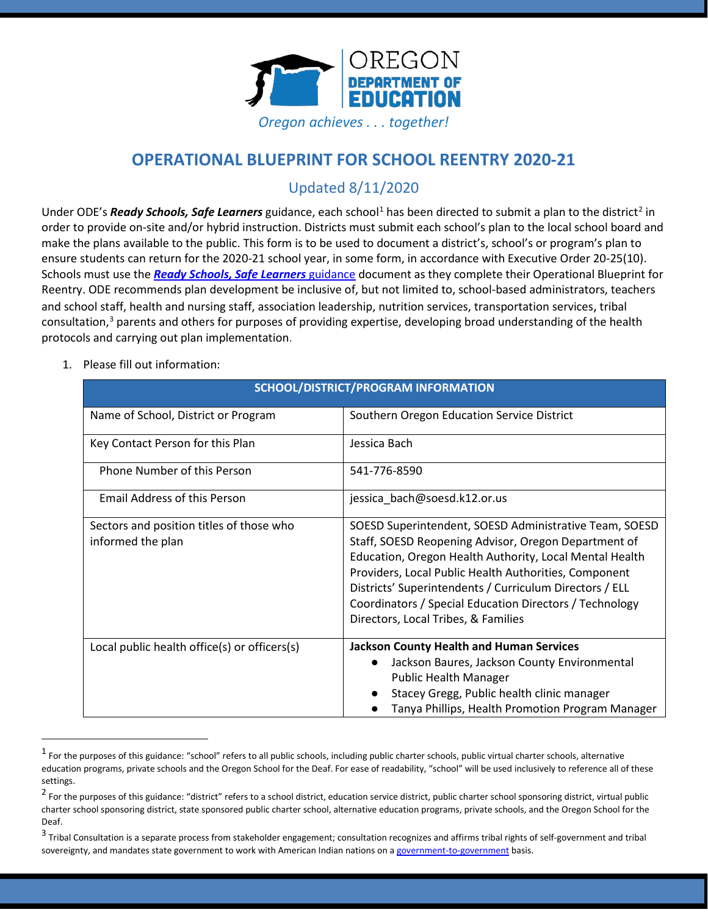OREGON
DEPARTMENT OF
EDUCATION

*Oregon achieves . . . together!*

# OPERATIONAL BLUEPRINT FOR SCHOOL REENTRY 2020-21

## Updated 8/11/2020

Under ODE's ***Ready Schools, Safe Learners*** guidance, each school[1] has been directed to submit a plan to the district[2] in order to provide on-site and/or hybrid instruction. Districts must submit each school's plan to the local school board and make the plans available to the public. This form is to be used to document a district's, school's or program's plan to ensure students can return for the 2020-21 school year, in some form, in accordance with Executive Order 20-25(10). Schools must use the [***Ready Schools, Safe Learners*** guidance] document as they complete their Operational Blueprint for Reentry. ODE recommends plan development be inclusive of, but not limited to, school-based administrators, teachers and school staff, health and nursing staff, association leadership, nutrition services, transportation services, tribal consultation,[3] parents and others for purposes of providing expertise, developing broad understanding of the health protocols and carrying out plan implementation.

1. Please fill out information:

| SCHOOL/DISTRICT/PROGRAM INFORMATION | |
|---|---|
| Name of School, District or Program | Southern Oregon Education Service District |
| Key Contact Person for this Plan | Jessica Bach |
| Phone Number of this Person | 541-776-8590 |
| Email Address of this Person | jessica_bach@soesd.k12.or.us |
| Sectors and position titles of those who informed the plan | SOESD Superintendent, SOESD Administrative Team, SOESD Staff, SOESD Reopening Advisor, Oregon Department of Education, Oregon Health Authority, Local Mental Health Providers, Local Public Health Authorities, Component Districts' Superintendents / Curriculum Directors / ELL Coordinators / Special Education Directors / Technology Directors, Local Tribes, & Families |
| Local public health office(s) or officers(s) | **Jackson County Health and Human Services**<br>• Jackson Baures, Jackson County Environmental Public Health Manager<br>• Stacey Gregg, Public health clinic manager<br>• Tanya Phillips, Health Promotion Program Manager |

[1] For the purposes of this guidance: "school" refers to all public schools, including public charter schools, public virtual charter schools, alternative education programs, private schools and the Oregon School for the Deaf. For ease of readability, "school" will be used inclusively to reference all of these settings.

[2] For the purposes of this guidance: "district" refers to a school district, education service district, public charter school sponsoring district, virtual public charter school sponsoring district, state sponsored public charter school, alternative education programs, private schools, and the Oregon School for the Deaf.

[3] Tribal Consultation is a separate process from stakeholder engagement; consultation recognizes and affirms tribal rights of self-government and tribal sovereignty, and mandates state government to work with American Indian nations on a government-to-government basis.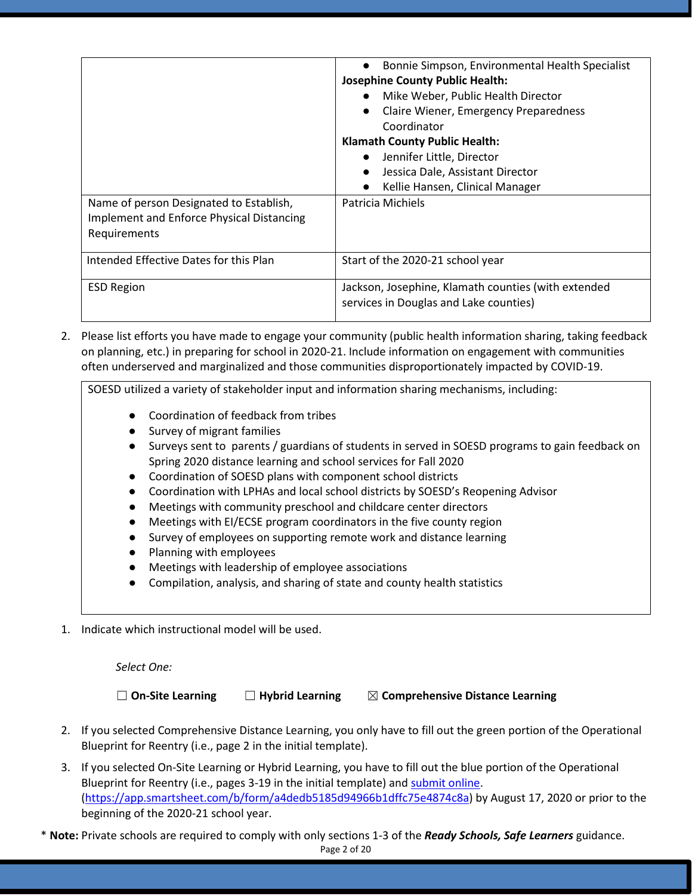| | |
|---|---|
| | • Bonnie Simpson, Environmental Health Specialist<br>**Josephine County Public Health:**<br>• Mike Weber, Public Health Director<br>• Claire Wiener, Emergency Preparedness Coordinator<br>**Klamath County Public Health:**<br>• Jennifer Little, Director<br>• Jessica Dale, Assistant Director<br>• Kellie Hansen, Clinical Manager |
| Name of person Designated to Establish, Implement and Enforce Physical Distancing Requirements | Patricia Michiels |
| Intended Effective Dates for this Plan | Start of the 2020-21 school year |
| ESD Region | Jackson, Josephine, Klamath counties (with extended services in Douglas and Lake counties) |

2. Please list efforts you have made to engage your community (public health information sharing, taking feedback on planning, etc.) in preparing for school in 2020-21. Include information on engagement with communities often underserved and marginalized and those communities disproportionately impacted by COVID-19.

SOESD utilized a variety of stakeholder input and information sharing mechanisms, including:

- Coordination of feedback from tribes
- Survey of migrant families
- Surveys sent to parents / guardians of students in served in SOESD programs to gain feedback on Spring 2020 distance learning and school services for Fall 2020
- Coordination of SOESD plans with component school districts
- Coordination with LPHAs and local school districts by SOESD's Reopening Advisor
- Meetings with community preschool and childcare center directors
- Meetings with EI/ECSE program coordinators in the five county region
- Survey of employees on supporting remote work and distance learning
- Planning with employees
- Meetings with leadership of employee associations
- Compilation, analysis, and sharing of state and county health statistics

1. Indicate which instructional model will be used.

*Select One:*

☐ **On-Site Learning** ☐ **Hybrid Learning** ☒ **Comprehensive Distance Learning**

2. If you selected Comprehensive Distance Learning, you only have to fill out the green portion of the Operational Blueprint for Reentry (i.e., page 2 in the initial template).

3. If you selected On-Site Learning or Hybrid Learning, you have to fill out the blue portion of the Operational Blueprint for Reentry (i.e., pages 3-19 in the initial template) and [submit online](https://app.smartsheet.com/b/form/a4dedb5185d94966b1dffc75e4874c8a). (https://app.smartsheet.com/b/form/a4dedb5185d94966b1dffc75e4874c8a) by August 17, 2020 or prior to the beginning of the 2020-21 school year.

* **Note:** Private schools are required to comply with only sections 1-3 of the ***Ready Schools, Safe Learners*** guidance.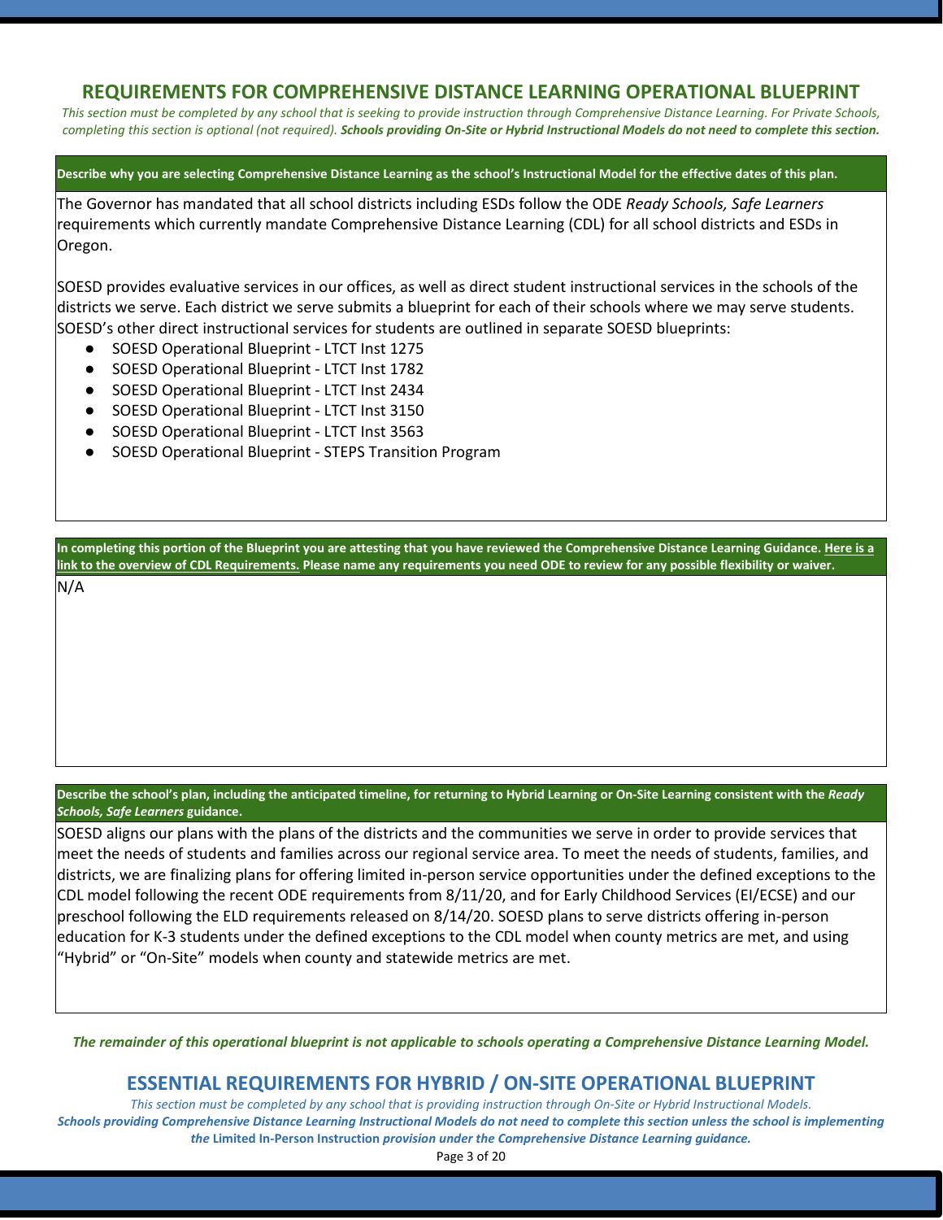## REQUIREMENTS FOR COMPREHENSIVE DISTANCE LEARNING OPERATIONAL BLUEPRINT

*This section must be completed by any school that is seeking to provide instruction through Comprehensive Distance Learning. For Private Schools, completing this section is optional (not required). **Schools providing On-Site or Hybrid Instructional Models do not need to complete this section.***

**Describe why you are selecting Comprehensive Distance Learning as the school's Instructional Model for the effective dates of this plan.**

The Governor has mandated that all school districts including ESDs follow the ODE *Ready Schools, Safe Learners* requirements which currently mandate Comprehensive Distance Learning (CDL) for all school districts and ESDs in Oregon.

SOESD provides evaluative services in our offices, as well as direct student instructional services in the schools of the districts we serve. Each district we serve submits a blueprint for each of their schools where we may serve students. SOESD's other direct instructional services for students are outlined in separate SOESD blueprints:

- SOESD Operational Blueprint - LTCT Inst 1275
- SOESD Operational Blueprint - LTCT Inst 1782
- SOESD Operational Blueprint - LTCT Inst 2434
- SOESD Operational Blueprint - LTCT Inst 3150
- SOESD Operational Blueprint - LTCT Inst 3563
- SOESD Operational Blueprint - STEPS Transition Program

**In completing this portion of the Blueprint you are attesting that you have reviewed the Comprehensive Distance Learning Guidance. Here is a link to the overview of CDL Requirements. Please name any requirements you need ODE to review for any possible flexibility or waiver.**

N/A

**Describe the school's plan, including the anticipated timeline, for returning to Hybrid Learning or On-Site Learning consistent with the *Ready Schools, Safe Learners* guidance.**

SOESD aligns our plans with the plans of the districts and the communities we serve in order to provide services that meet the needs of students and families across our regional service area. To meet the needs of students, families, and districts, we are finalizing plans for offering limited in-person service opportunities under the defined exceptions to the CDL model following the recent ODE requirements from 8/11/20, and for Early Childhood Services (EI/ECSE) and our preschool following the ELD requirements released on 8/14/20. SOESD plans to serve districts offering in-person education for K-3 students under the defined exceptions to the CDL model when county metrics are met, and using "Hybrid" or "On-Site" models when county and statewide metrics are met.

***The remainder of this operational blueprint is not applicable to schools operating a Comprehensive Distance Learning Model.***

## ESSENTIAL REQUIREMENTS FOR HYBRID / ON-SITE OPERATIONAL BLUEPRINT

*This section must be completed by any school that is providing instruction through On-Site or Hybrid Instructional Models.*

***Schools providing Comprehensive Distance Learning Instructional Models do not need to complete this section unless the school is implementing the* Limited In-Person Instruction *provision under the Comprehensive Distance Learning guidance.***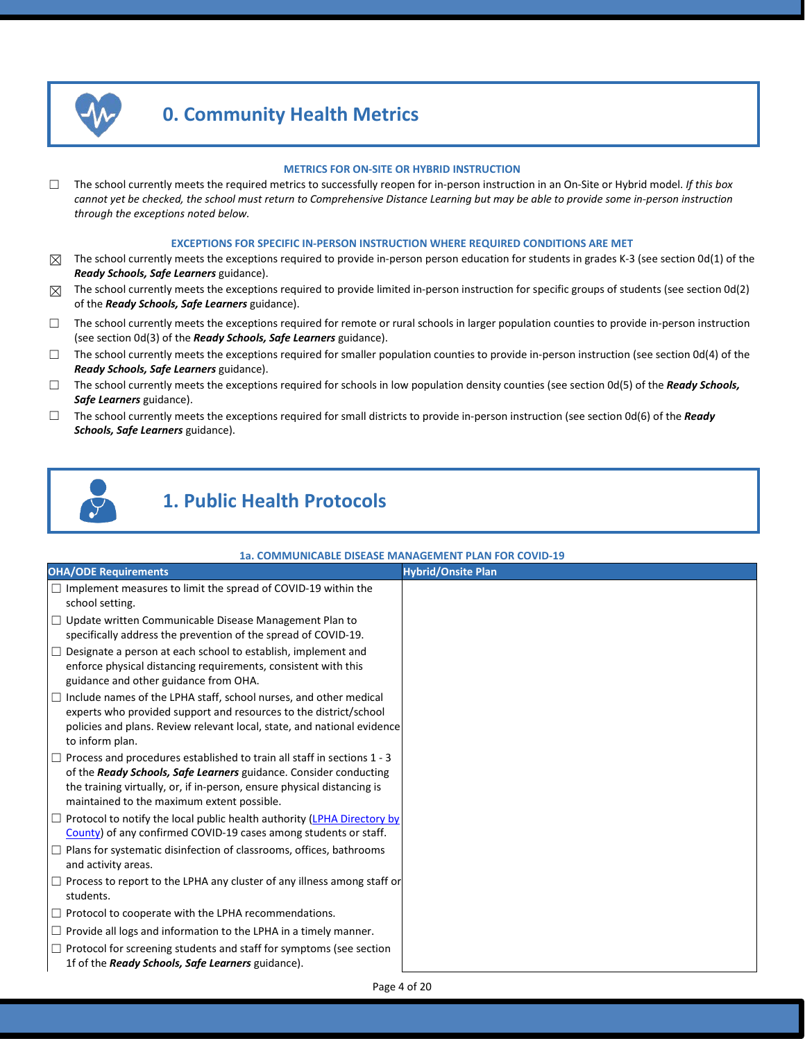# 0. Community Health Metrics

### METRICS FOR ON-SITE OR HYBRID INSTRUCTION

☐ The school currently meets the required metrics to successfully reopen for in-person instruction in an On-Site or Hybrid model. *If this box cannot yet be checked, the school must return to Comprehensive Distance Learning but may be able to provide some in-person instruction through the exceptions noted below.*

### EXCEPTIONS FOR SPECIFIC IN-PERSON INSTRUCTION WHERE REQUIRED CONDITIONS ARE MET

☒ The school currently meets the exceptions required to provide in-person person education for students in grades K-3 (see section 0d(1) of the ***Ready Schools, Safe Learners*** guidance).

☒ The school currently meets the exceptions required to provide limited in-person instruction for specific groups of students (see section 0d(2) of the ***Ready Schools, Safe Learners*** guidance).

☐ The school currently meets the exceptions required for remote or rural schools in larger population counties to provide in-person instruction (see section 0d(3) of the ***Ready Schools, Safe Learners*** guidance).

☐ The school currently meets the exceptions required for smaller population counties to provide in-person instruction (see section 0d(4) of the ***Ready Schools, Safe Learners*** guidance).

☐ The school currently meets the exceptions required for schools in low population density counties (see section 0d(5) of the ***Ready Schools, Safe Learners*** guidance).

☐ The school currently meets the exceptions required for small districts to provide in-person instruction (see section 0d(6) of the ***Ready Schools, Safe Learners*** guidance).

# 1. Public Health Protocols

### 1a. COMMUNICABLE DISEASE MANAGEMENT PLAN FOR COVID-19

| OHA/ODE Requirements | Hybrid/Onsite Plan |
|---|---|
| ☐ Implement measures to limit the spread of COVID-19 within the school setting.<br>☐ Update written Communicable Disease Management Plan to specifically address the prevention of the spread of COVID-19.<br>☐ Designate a person at each school to establish, implement and enforce physical distancing requirements, consistent with this guidance and other guidance from OHA.<br>☐ Include names of the LPHA staff, school nurses, and other medical experts who provided support and resources to the district/school policies and plans. Review relevant local, state, and national evidence to inform plan.<br>☐ Process and procedures established to train all staff in sections 1 - 3 of the ***Ready Schools, Safe Learners*** guidance. Consider conducting the training virtually, or, if in-person, ensure physical distancing is maintained to the maximum extent possible.<br>☐ Protocol to notify the local public health authority (LPHA Directory by County) of any confirmed COVID-19 cases among students or staff.<br>☐ Plans for systematic disinfection of classrooms, offices, bathrooms and activity areas.<br>☐ Process to report to the LPHA any cluster of any illness among staff or students.<br>☐ Protocol to cooperate with the LPHA recommendations.<br>☐ Provide all logs and information to the LPHA in a timely manner.<br>☐ Protocol for screening students and staff for symptoms (see section 1f of the ***Ready Schools, Safe Learners*** guidance). | |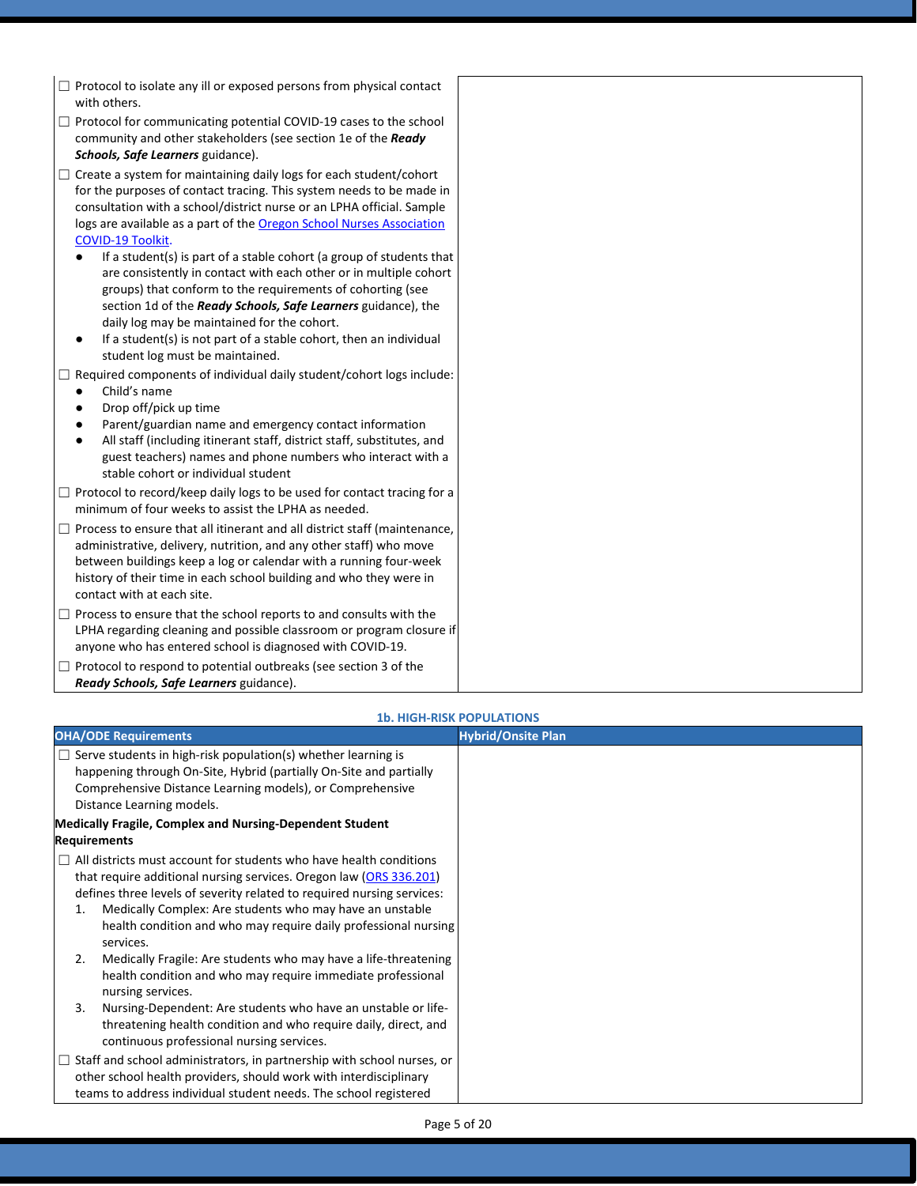| | |
|---|---|
| ☐ Protocol to isolate any ill or exposed persons from physical contact with others.<br>☐ Protocol for communicating potential COVID-19 cases to the school community and other stakeholders (see section 1e of the ***Ready Schools, Safe Learners*** guidance).<br>☐ Create a system for maintaining daily logs for each student/cohort for the purposes of contact tracing. This system needs to be made in consultation with a school/district nurse or an LPHA official. Sample logs are available as a part of the [Oregon School Nurses Association COVID-19 Toolkit](). <br>● If a student(s) is part of a stable cohort (a group of students that are consistently in contact with each other or in multiple cohort groups) that conform to the requirements of cohorting (see section 1d of the ***Ready Schools, Safe Learners*** guidance), the daily log may be maintained for the cohort.<br>● If a student(s) is not part of a stable cohort, then an individual student log must be maintained.<br>☐ Required components of individual daily student/cohort logs include:<br>● Child's name<br>● Drop off/pick up time<br>● Parent/guardian name and emergency contact information<br>● All staff (including itinerant staff, district staff, substitutes, and guest teachers) names and phone numbers who interact with a stable cohort or individual student<br>☐ Protocol to record/keep daily logs to be used for contact tracing for a minimum of four weeks to assist the LPHA as needed.<br>☐ Process to ensure that all itinerant and all district staff (maintenance, administrative, delivery, nutrition, and any other staff) who move between buildings keep a log or calendar with a running four-week history of their time in each school building and who they were in contact with at each site.<br>☐ Process to ensure that the school reports to and consults with the LPHA regarding cleaning and possible classroom or program closure if anyone who has entered school is diagnosed with COVID-19.<br>☐ Protocol to respond to potential outbreaks (see section 3 of the ***Ready Schools, Safe Learners*** guidance). | |

### 1b. HIGH-RISK POPULATIONS

| OHA/ODE Requirements | Hybrid/Onsite Plan |
|---|---|
| ☐ Serve students in high-risk population(s) whether learning is happening through On-Site, Hybrid (partially On-Site and partially Comprehensive Distance Learning models), or Comprehensive Distance Learning models.<br>**Medically Fragile, Complex and Nursing-Dependent Student Requirements**<br>☐ All districts must account for students who have health conditions that require additional nursing services. Oregon law ([ORS 336.201]()) defines three levels of severity related to required nursing services:<br>1. Medically Complex: Are students who may have an unstable health condition and who may require daily professional nursing services.<br>2. Medically Fragile: Are students who may have a life-threatening health condition and who may require immediate professional nursing services.<br>3. Nursing-Dependent: Are students who have an unstable or life-threatening health condition and who require daily, direct, and continuous professional nursing services.<br>☐ Staff and school administrators, in partnership with school nurses, or other school health providers, should work with interdisciplinary teams to address individual student needs. The school registered | |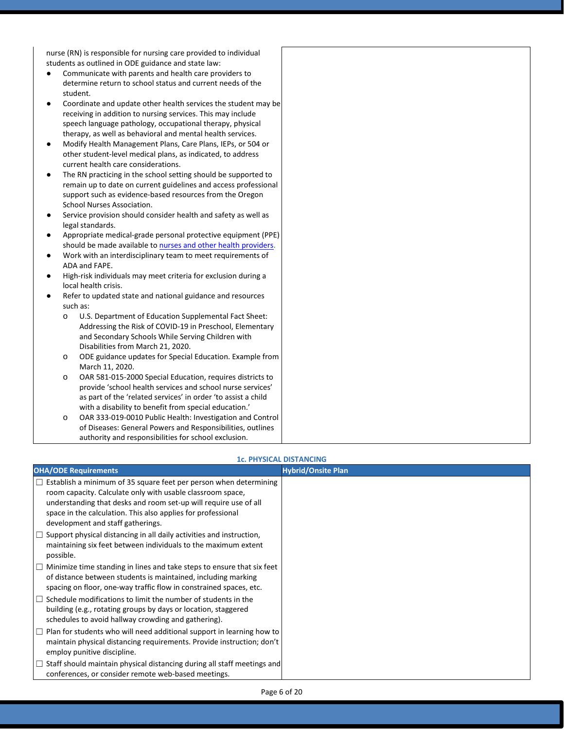| | |
|---|---|
| nurse (RN) is responsible for nursing care provided to individual students as outlined in ODE guidance and state law:<br>● Communicate with parents and health care providers to determine return to school status and current needs of the student.<br>● Coordinate and update other health services the student may be receiving in addition to nursing services. This may include speech language pathology, occupational therapy, physical therapy, as well as behavioral and mental health services.<br>● Modify Health Management Plans, Care Plans, IEPs, or 504 or other student-level medical plans, as indicated, to address current health care considerations.<br>● The RN practicing in the school setting should be supported to remain up to date on current guidelines and access professional support such as evidence-based resources from the Oregon School Nurses Association.<br>● Service provision should consider health and safety as well as legal standards.<br>● Appropriate medical-grade personal protective equipment (PPE) should be made available to nurses and other health providers.<br>● Work with an interdisciplinary team to meet requirements of ADA and FAPE.<br>● High-risk individuals may meet criteria for exclusion during a local health crisis.<br>● Refer to updated state and national guidance and resources such as:<br>o U.S. Department of Education Supplemental Fact Sheet: Addressing the Risk of COVID-19 in Preschool, Elementary and Secondary Schools While Serving Children with Disabilities from March 21, 2020.<br>o ODE guidance updates for Special Education. Example from March 11, 2020.<br>o OAR 581-015-2000 Special Education, requires districts to provide 'school health services and school nurse services' as part of the 'related services' in order 'to assist a child with a disability to benefit from special education.'<br>o OAR 333-019-0010 Public Health: Investigation and Control of Diseases: General Powers and Responsibilities, outlines authority and responsibilities for school exclusion. | |

### 1c. PHYSICAL DISTANCING

| OHA/ODE Requirements | Hybrid/Onsite Plan |
|---|---|
| ☐ Establish a minimum of 35 square feet per person when determining room capacity. Calculate only with usable classroom space, understanding that desks and room set-up will require use of all space in the calculation. This also applies for professional development and staff gatherings.<br>☐ Support physical distancing in all daily activities and instruction, maintaining six feet between individuals to the maximum extent possible.<br>☐ Minimize time standing in lines and take steps to ensure that six feet of distance between students is maintained, including marking spacing on floor, one-way traffic flow in constrained spaces, etc.<br>☐ Schedule modifications to limit the number of students in the building (e.g., rotating groups by days or location, staggered schedules to avoid hallway crowding and gathering).<br>☐ Plan for students who will need additional support in learning how to maintain physical distancing requirements. Provide instruction; don't employ punitive discipline.<br>☐ Staff should maintain physical distancing during all staff meetings and conferences, or consider remote web-based meetings. | |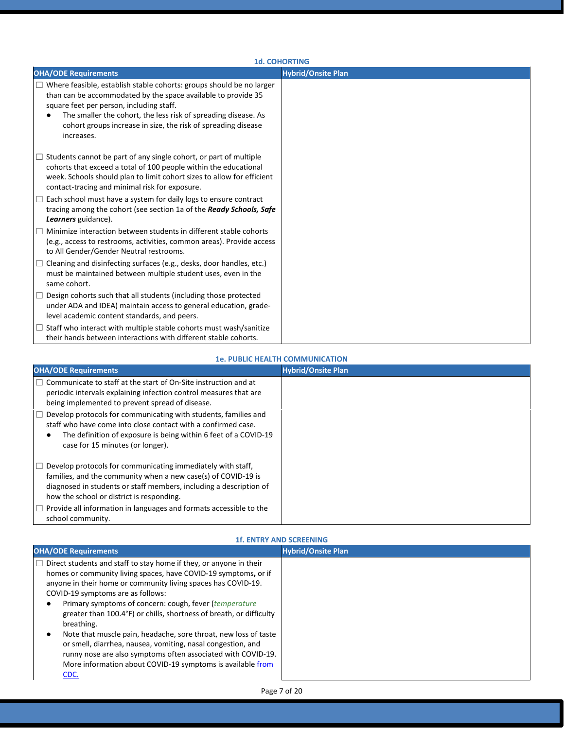### 1d. COHORTING

| OHA/ODE Requirements | Hybrid/Onsite Plan |
|---|---|
| ☐ Where feasible, establish stable cohorts: groups should be no larger than can be accommodated by the space available to provide 35 square feet per person, including staff.<br>● The smaller the cohort, the less risk of spreading disease. As cohort groups increase in size, the risk of spreading disease increases. | |
| ☐ Students cannot be part of any single cohort, or part of multiple cohorts that exceed a total of 100 people within the educational week. Schools should plan to limit cohort sizes to allow for efficient contact-tracing and minimal risk for exposure. | |
| ☐ Each school must have a system for daily logs to ensure contract tracing among the cohort (see section 1a of the ***Ready Schools, Safe Learners*** guidance). | |
| ☐ Minimize interaction between students in different stable cohorts (e.g., access to restrooms, activities, common areas). Provide access to All Gender/Gender Neutral restrooms. | |
| ☐ Cleaning and disinfecting surfaces (e.g., desks, door handles, etc.) must be maintained between multiple student uses, even in the same cohort. | |
| ☐ Design cohorts such that all students (including those protected under ADA and IDEA) maintain access to general education, grade-level academic content standards, and peers. | |
| ☐ Staff who interact with multiple stable cohorts must wash/sanitize their hands between interactions with different stable cohorts. | |

### 1e. PUBLIC HEALTH COMMUNICATION

| OHA/ODE Requirements | Hybrid/Onsite Plan |
|---|---|
| ☐ Communicate to staff at the start of On-Site instruction and at periodic intervals explaining infection control measures that are being implemented to prevent spread of disease. | |
| ☐ Develop protocols for communicating with students, families and staff who have come into close contact with a confirmed case.<br>● The definition of exposure is being within 6 feet of a COVID-19 case for 15 minutes (or longer). | |
| ☐ Develop protocols for communicating immediately with staff, families, and the community when a new case(s) of COVID-19 is diagnosed in students or staff members, including a description of how the school or district is responding. | |
| ☐ Provide all information in languages and formats accessible to the school community. | |

### 1f. ENTRY AND SCREENING

| OHA/ODE Requirements | Hybrid/Onsite Plan |
|---|---|
| ☐ Direct students and staff to stay home if they, or anyone in their homes or community living spaces, have COVID-19 symptoms, or if anyone in their home or community living spaces has COVID-19. COVID-19 symptoms are as follows:<br>● Primary symptoms of concern: cough, fever (*temperature* greater than 100.4°F) or chills, shortness of breath, or difficulty breathing.<br>● Note that muscle pain, headache, sore throat, new loss of taste or smell, diarrhea, nausea, vomiting, nasal congestion, and runny nose are also symptoms often associated with COVID-19. More information about COVID-19 symptoms is available [from CDC.]() | |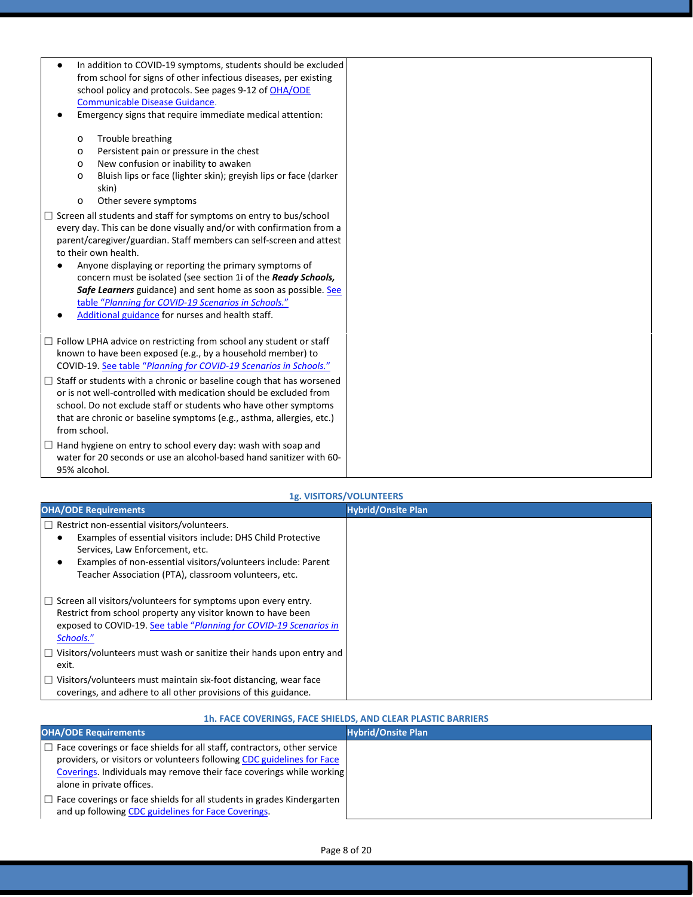| | |
|---|---|
| ● In addition to COVID-19 symptoms, students should be excluded from school for signs of other infectious diseases, per existing school policy and protocols. See pages 9-12 of OHA/ODE Communicable Disease Guidance.<br>● Emergency signs that require immediate medical attention:<br>o Trouble breathing<br>o Persistent pain or pressure in the chest<br>o New confusion or inability to awaken<br>o Bluish lips or face (lighter skin); greyish lips or face (darker skin)<br>o Other severe symptoms<br>☐ Screen all students and staff for symptoms on entry to bus/school every day. This can be done visually and/or with confirmation from a parent/caregiver/guardian. Staff members can self-screen and attest to their own health.<br>● Anyone displaying or reporting the primary symptoms of concern must be isolated (see section 1i of the ***Ready Schools, Safe Learners*** guidance) and sent home as soon as possible. See table *"Planning for COVID-19 Scenarios in Schools."*<br>● Additional guidance for nurses and health staff. | |
| ☐ Follow LPHA advice on restricting from school any student or staff known to have been exposed (e.g., by a household member) to COVID-19. See table *"Planning for COVID-19 Scenarios in Schools."*<br>☐ Staff or students with a chronic or baseline cough that has worsened or is not well-controlled with medication should be excluded from school. Do not exclude staff or students who have other symptoms that are chronic or baseline symptoms (e.g., asthma, allergies, etc.) from school.<br>☐ Hand hygiene on entry to school every day: wash with soap and water for 20 seconds or use an alcohol-based hand sanitizer with 60-95% alcohol. | |

**1g. VISITORS/VOLUNTEERS**

| OHA/ODE Requirements | Hybrid/Onsite Plan |
|---|---|
| ☐ Restrict non-essential visitors/volunteers.<br>● Examples of essential visitors include: DHS Child Protective Services, Law Enforcement, etc.<br>● Examples of non-essential visitors/volunteers include: Parent Teacher Association (PTA), classroom volunteers, etc.<br>☐ Screen all visitors/volunteers for symptoms upon every entry. Restrict from school property any visitor known to have been exposed to COVID-19. See table *"Planning for COVID-19 Scenarios in Schools."*<br>☐ Visitors/volunteers must wash or sanitize their hands upon entry and exit.<br>☐ Visitors/volunteers must maintain six-foot distancing, wear face coverings, and adhere to all other provisions of this guidance. | |

**1h. FACE COVERINGS, FACE SHIELDS, AND CLEAR PLASTIC BARRIERS**

| OHA/ODE Requirements | Hybrid/Onsite Plan |
|---|---|
| ☐ Face coverings or face shields for all staff, contractors, other service providers, or visitors or volunteers following CDC guidelines for Face Coverings. Individuals may remove their face coverings while working alone in private offices.<br>☐ Face coverings or face shields for all students in grades Kindergarten and up following CDC guidelines for Face Coverings. | |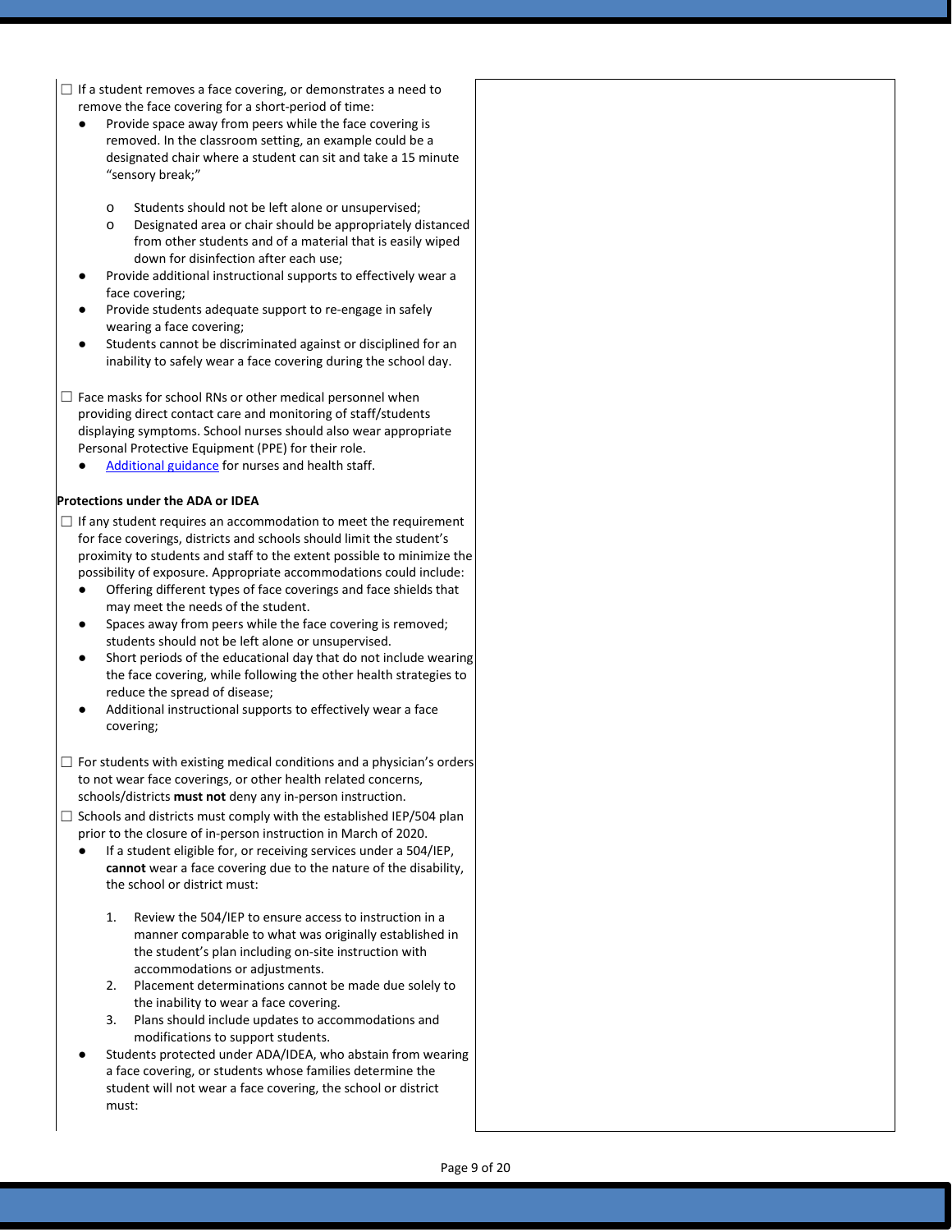☐ If a student removes a face covering, or demonstrates a need to remove the face covering for a short-period of time:

- Provide space away from peers while the face covering is removed. In the classroom setting, an example could be a designated chair where a student can sit and take a 15 minute "sensory break;"
  - o Students should not be left alone or unsupervised;
  - o Designated area or chair should be appropriately distanced from other students and of a material that is easily wiped down for disinfection after each use;
- Provide additional instructional supports to effectively wear a face covering;
- Provide students adequate support to re-engage in safely wearing a face covering;
- Students cannot be discriminated against or disciplined for an inability to safely wear a face covering during the school day.

☐ Face masks for school RNs or other medical personnel when providing direct contact care and monitoring of staff/students displaying symptoms. School nurses should also wear appropriate Personal Protective Equipment (PPE) for their role.

- Additional guidance for nurses and health staff.

**Protections under the ADA or IDEA**

☐ If any student requires an accommodation to meet the requirement for face coverings, districts and schools should limit the student's proximity to students and staff to the extent possible to minimize the possibility of exposure. Appropriate accommodations could include:

- Offering different types of face coverings and face shields that may meet the needs of the student.
- Spaces away from peers while the face covering is removed; students should not be left alone or unsupervised.
- Short periods of the educational day that do not include wearing the face covering, while following the other health strategies to reduce the spread of disease;
- Additional instructional supports to effectively wear a face covering;

☐ For students with existing medical conditions and a physician's orders to not wear face coverings, or other health related concerns, schools/districts **must not** deny any in-person instruction.

☐ Schools and districts must comply with the established IEP/504 plan prior to the closure of in-person instruction in March of 2020.

- If a student eligible for, or receiving services under a 504/IEP, **cannot** wear a face covering due to the nature of the disability, the school or district must:
  1. Review the 504/IEP to ensure access to instruction in a manner comparable to what was originally established in the student's plan including on-site instruction with accommodations or adjustments.
  2. Placement determinations cannot be made due solely to the inability to wear a face covering.
  3. Plans should include updates to accommodations and modifications to support students.
- Students protected under ADA/IDEA, who abstain from wearing a face covering, or students whose families determine the student will not wear a face covering, the school or district must: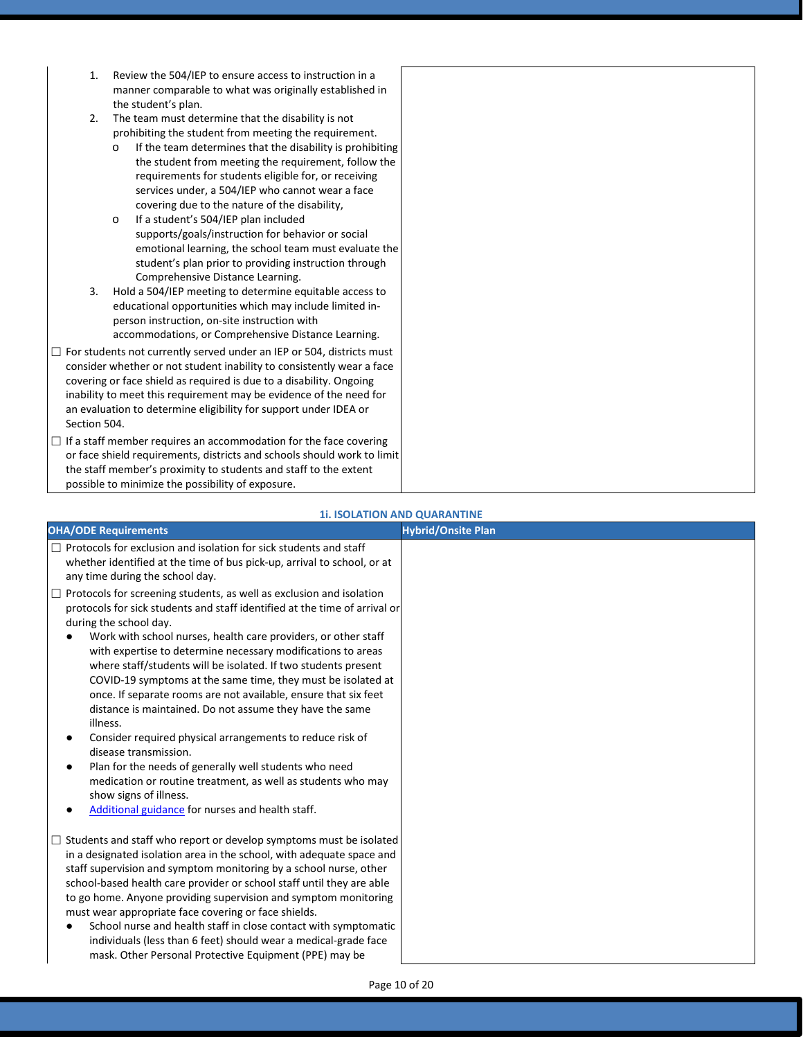| | |
|---|---|
| 1. Review the 504/IEP to ensure access to instruction in a manner comparable to what was originally established in the student's plan.<br>2. The team must determine that the disability is not prohibiting the student from meeting the requirement.<br>o If the team determines that the disability is prohibiting the student from meeting the requirement, follow the requirements for students eligible for, or receiving services under, a 504/IEP who cannot wear a face covering due to the nature of the disability,<br>o If a student's 504/IEP plan included supports/goals/instruction for behavior or social emotional learning, the school team must evaluate the student's plan prior to providing instruction through Comprehensive Distance Learning.<br>3. Hold a 504/IEP meeting to determine equitable access to educational opportunities which may include limited in-person instruction, on-site instruction with accommodations, or Comprehensive Distance Learning.<br><br>☐ For students not currently served under an IEP or 504, districts must consider whether or not student inability to consistently wear a face covering or face shield as required is due to a disability. Ongoing inability to meet this requirement may be evidence of the need for an evaluation to determine eligibility for support under IDEA or Section 504.<br><br>☐ If a staff member requires an accommodation for the face covering or face shield requirements, districts and schools should work to limit the staff member's proximity to students and staff to the extent possible to minimize the possibility of exposure. | |

### 1i. ISOLATION AND QUARANTINE

| OHA/ODE Requirements | Hybrid/Onsite Plan |
|---|---|
| ☐ Protocols for exclusion and isolation for sick students and staff whether identified at the time of bus pick-up, arrival to school, or at any time during the school day.<br><br>☐ Protocols for screening students, as well as exclusion and isolation protocols for sick students and staff identified at the time of arrival or during the school day.<br>● Work with school nurses, health care providers, or other staff with expertise to determine necessary modifications to areas where staff/students will be isolated. If two students present COVID-19 symptoms at the same time, they must be isolated at once. If separate rooms are not available, ensure that six feet distance is maintained. Do not assume they have the same illness.<br>● Consider required physical arrangements to reduce risk of disease transmission.<br>● Plan for the needs of generally well students who need medication or routine treatment, as well as students who may show signs of illness.<br>● Additional guidance for nurses and health staff.<br><br>☐ Students and staff who report or develop symptoms must be isolated in a designated isolation area in the school, with adequate space and staff supervision and symptom monitoring by a school nurse, other school-based health care provider or school staff until they are able to go home. Anyone providing supervision and symptom monitoring must wear appropriate face covering or face shields.<br>● School nurse and health staff in close contact with symptomatic individuals (less than 6 feet) should wear a medical-grade face mask. Other Personal Protective Equipment (PPE) may be | |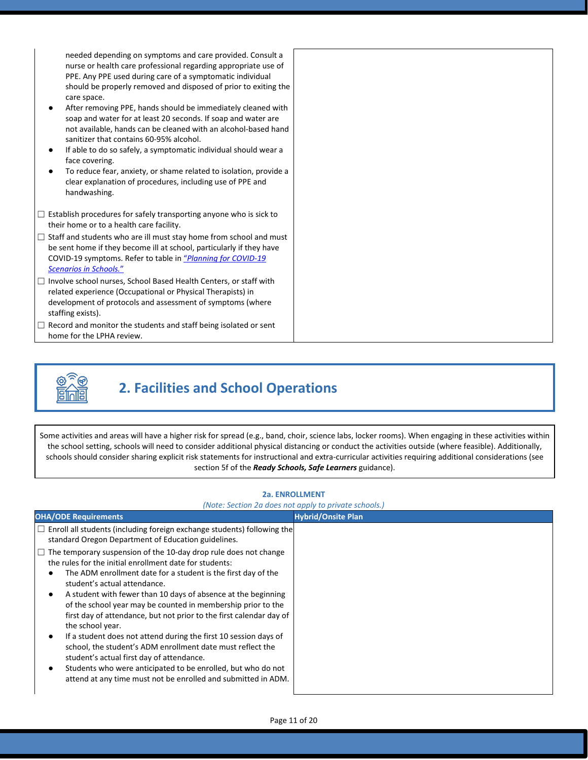| | |
|---|---|
| needed depending on symptoms and care provided. Consult a nurse or health care professional regarding appropriate use of PPE. Any PPE used during care of a symptomatic individual should be properly removed and disposed of prior to exiting the care space.<br>● After removing PPE, hands should be immediately cleaned with soap and water for at least 20 seconds. If soap and water are not available, hands can be cleaned with an alcohol-based hand sanitizer that contains 60-95% alcohol.<br>● If able to do so safely, a symptomatic individual should wear a face covering.<br>● To reduce fear, anxiety, or shame related to isolation, provide a clear explanation of procedures, including use of PPE and handwashing.<br><br>☐ Establish procedures for safely transporting anyone who is sick to their home or to a health care facility.<br>☐ Staff and students who are ill must stay home from school and must be sent home if they become ill at school, particularly if they have COVID-19 symptoms. Refer to table in *"Planning for COVID-19 Scenarios in Schools."*<br>☐ Involve school nurses, School Based Health Centers, or staff with related experience (Occupational or Physical Therapists) in development of protocols and assessment of symptoms (where staffing exists).<br>☐ Record and monitor the students and staff being isolated or sent home for the LPHA review. | |

## 2. Facilities and School Operations

Some activities and areas will have a higher risk for spread (e.g., band, choir, science labs, locker rooms). When engaging in these activities within the school setting, schools will need to consider additional physical distancing or conduct the activities outside (where feasible). Additionally, schools should consider sharing explicit risk statements for instructional and extra-curricular activities requiring additional considerations (see section 5f of the ***Ready Schools, Safe Learners*** guidance).

### 2a. ENROLLMENT

*(Note: Section 2a does not apply to private schools.)*

| OHA/ODE Requirements | Hybrid/Onsite Plan |
|---|---|
| ☐ Enroll all students (including foreign exchange students) following the standard Oregon Department of Education guidelines.<br>☐ The temporary suspension of the 10-day drop rule does not change the rules for the initial enrollment date for students:<br>● The ADM enrollment date for a student is the first day of the student's actual attendance.<br>● A student with fewer than 10 days of absence at the beginning of the school year may be counted in membership prior to the first day of attendance, but not prior to the first calendar day of the school year.<br>● If a student does not attend during the first 10 session days of school, the student's ADM enrollment date must reflect the student's actual first day of attendance.<br>● Students who were anticipated to be enrolled, but who do not attend at any time must not be enrolled and submitted in ADM. | |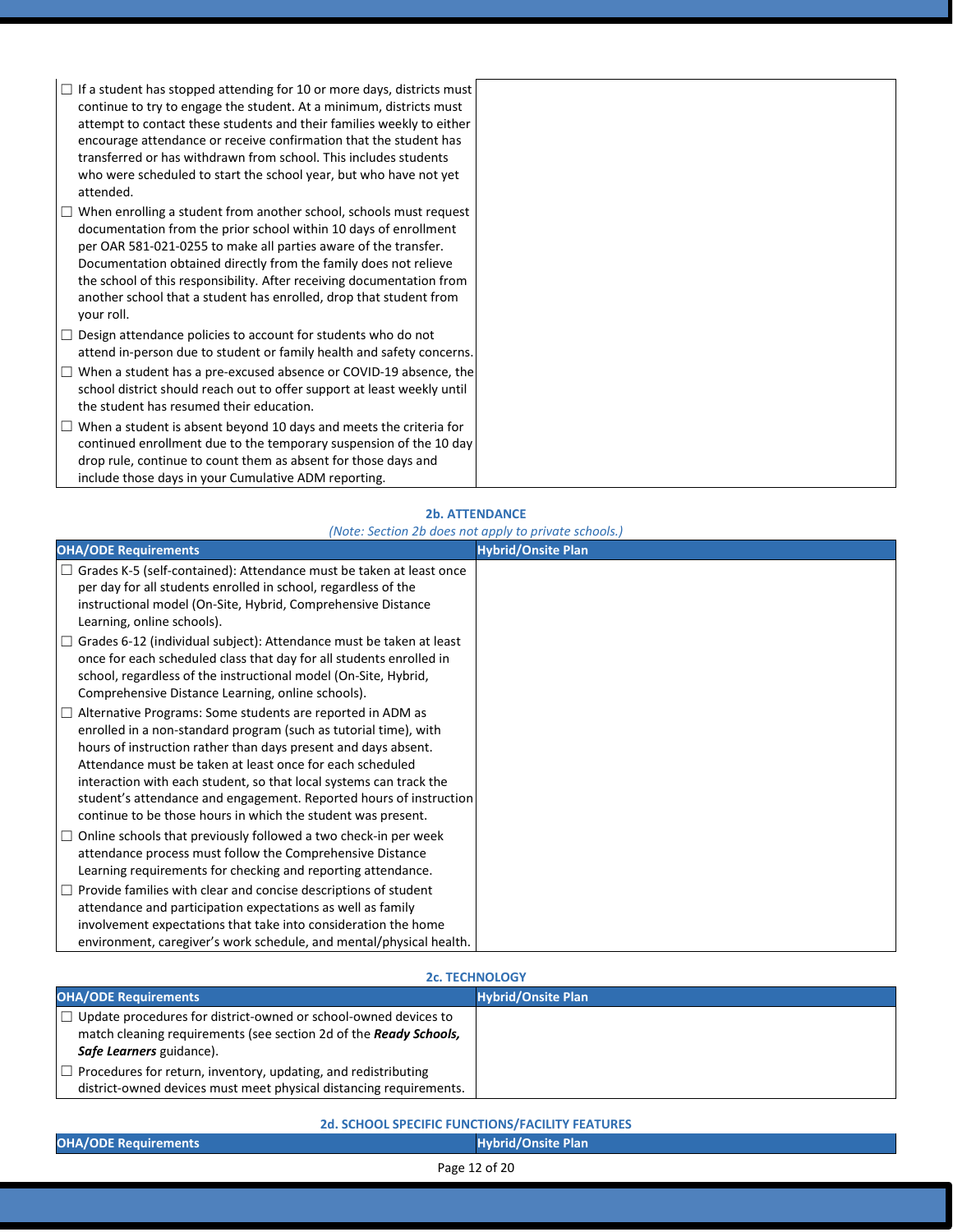| | |
|---|---|
| ☐ If a student has stopped attending for 10 or more days, districts must continue to try to engage the student. At a minimum, districts must attempt to contact these students and their families weekly to either encourage attendance or receive confirmation that the student has transferred or has withdrawn from school. This includes students who were scheduled to start the school year, but who have not yet attended.<br>☐ When enrolling a student from another school, schools must request documentation from the prior school within 10 days of enrollment per OAR 581-021-0255 to make all parties aware of the transfer. Documentation obtained directly from the family does not relieve the school of this responsibility. After receiving documentation from another school that a student has enrolled, drop that student from your roll.<br>☐ Design attendance policies to account for students who do not attend in-person due to student or family health and safety concerns.<br>☐ When a student has a pre-excused absence or COVID-19 absence, the school district should reach out to offer support at least weekly until the student has resumed their education.<br>☐ When a student is absent beyond 10 days and meets the criteria for continued enrollment due to the temporary suspension of the 10 day drop rule, continue to count them as absent for those days and include those days in your Cumulative ADM reporting. | |

### 2b. ATTENDANCE

*(Note: Section 2b does not apply to private schools.)*

| OHA/ODE Requirements | Hybrid/Onsite Plan |
|---|---|
| ☐ Grades K-5 (self-contained): Attendance must be taken at least once per day for all students enrolled in school, regardless of the instructional model (On-Site, Hybrid, Comprehensive Distance Learning, online schools).<br>☐ Grades 6-12 (individual subject): Attendance must be taken at least once for each scheduled class that day for all students enrolled in school, regardless of the instructional model (On-Site, Hybrid, Comprehensive Distance Learning, online schools).<br>☐ Alternative Programs: Some students are reported in ADM as enrolled in a non-standard program (such as tutorial time), with hours of instruction rather than days present and days absent. Attendance must be taken at least once for each scheduled interaction with each student, so that local systems can track the student's attendance and engagement. Reported hours of instruction continue to be those hours in which the student was present.<br>☐ Online schools that previously followed a two check-in per week attendance process must follow the Comprehensive Distance Learning requirements for checking and reporting attendance.<br>☐ Provide families with clear and concise descriptions of student attendance and participation expectations as well as family involvement expectations that take into consideration the home environment, caregiver's work schedule, and mental/physical health. | |

### 2c. TECHNOLOGY

| OHA/ODE Requirements | Hybrid/Onsite Plan |
|---|---|
| ☐ Update procedures for district-owned or school-owned devices to match cleaning requirements (see section 2d of the ***Ready Schools, Safe Learners*** guidance).<br>☐ Procedures for return, inventory, updating, and redistributing district-owned devices must meet physical distancing requirements. | |

### 2d. SCHOOL SPECIFIC FUNCTIONS/FACILITY FEATURES

| OHA/ODE Requirements | Hybrid/Onsite Plan |
|---|---|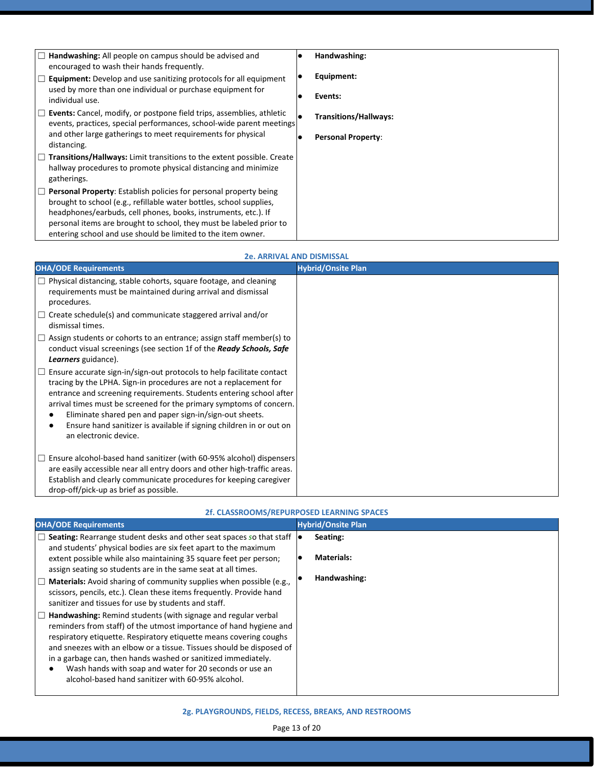| | |
|---|---|
| ☐ **Handwashing:** All people on campus should be advised and encouraged to wash their hands frequently.<br>☐ **Equipment:** Develop and use sanitizing protocols for all equipment used by more than one individual or purchase equipment for individual use.<br>☐ **Events:** Cancel, modify, or postpone field trips, assemblies, athletic events, practices, special performances, school-wide parent meetings and other large gatherings to meet requirements for physical distancing.<br>☐ **Transitions/Hallways:** Limit transitions to the extent possible. Create hallway procedures to promote physical distancing and minimize gatherings.<br>☐ **Personal Property**: Establish policies for personal property being brought to school (e.g., refillable water bottles, school supplies, headphones/earbuds, cell phones, books, instruments, etc.). If personal items are brought to school, they must be labeled prior to entering school and use should be limited to the item owner. | • **Handwashing:**<br>• **Equipment:**<br>• **Events:**<br>• **Transitions/Hallways:**<br>• **Personal Property**: |

### 2e. ARRIVAL AND DISMISSAL

| OHA/ODE Requirements | Hybrid/Onsite Plan |
|---|---|
| ☐ Physical distancing, stable cohorts, square footage, and cleaning requirements must be maintained during arrival and dismissal procedures.<br>☐ Create schedule(s) and communicate staggered arrival and/or dismissal times.<br>☐ Assign students or cohorts to an entrance; assign staff member(s) to conduct visual screenings (see section 1f of the ***Ready Schools, Safe Learners*** guidance).<br>☐ Ensure accurate sign-in/sign-out protocols to help facilitate contact tracing by the LPHA. Sign-in procedures are not a replacement for entrance and screening requirements. Students entering school after arrival times must be screened for the primary symptoms of concern.<br>• Eliminate shared pen and paper sign-in/sign-out sheets.<br>• Ensure hand sanitizer is available if signing children in or out on an electronic device.<br>☐ Ensure alcohol-based hand sanitizer (with 60-95% alcohol) dispensers are easily accessible near all entry doors and other high-traffic areas. Establish and clearly communicate procedures for keeping caregiver drop-off/pick-up as brief as possible. | |

### 2f. CLASSROOMS/REPURPOSED LEARNING SPACES

| OHA/ODE Requirements | Hybrid/Onsite Plan |
|---|---|
| ☐ **Seating:** Rearrange student desks and other seat spaces so that staff and students' physical bodies are six feet apart to the maximum extent possible while also maintaining 35 square feet per person; assign seating so students are in the same seat at all times.<br>☐ **Materials:** Avoid sharing of community supplies when possible (e.g., scissors, pencils, etc.). Clean these items frequently. Provide hand sanitizer and tissues for use by students and staff.<br>☐ **Handwashing:** Remind students (with signage and regular verbal reminders from staff) of the utmost importance of hand hygiene and respiratory etiquette. Respiratory etiquette means covering coughs and sneezes with an elbow or a tissue. Tissues should be disposed of in a garbage can, then hands washed or sanitized immediately.<br>• Wash hands with soap and water for 20 seconds or use an alcohol-based hand sanitizer with 60-95% alcohol. | • **Seating:**<br>• **Materials:**<br>• **Handwashing:** |

### 2g. PLAYGROUNDS, FIELDS, RECESS, BREAKS, AND RESTROOMS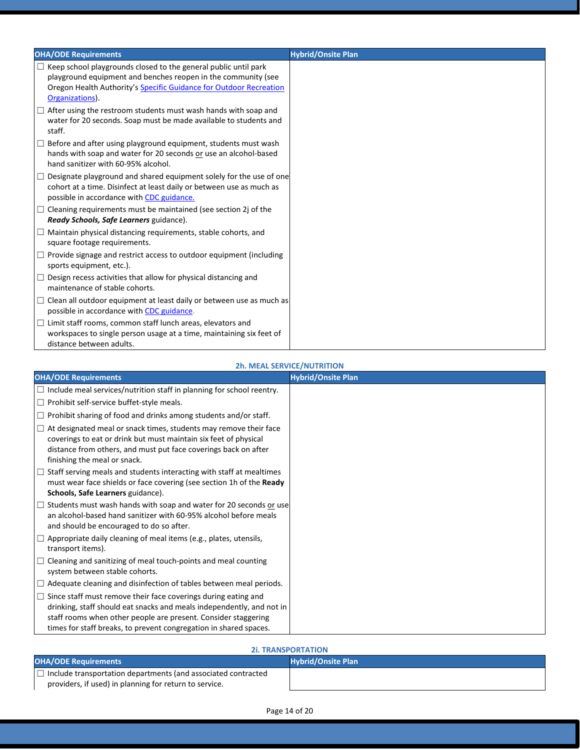| OHA/ODE Requirements | Hybrid/Onsite Plan |
|---|---|
| ☐ Keep school playgrounds closed to the general public until park playground equipment and benches reopen in the community (see Oregon Health Authority's [Specific Guidance for Outdoor Recreation Organizations](#)).<br>☐ After using the restroom students must wash hands with soap and water for 20 seconds. Soap must be made available to students and staff.<br>☐ Before and after using playground equipment, students must wash hands with soap and water for 20 seconds <u>or</u> use an alcohol-based hand sanitizer with 60-95% alcohol.<br>☐ Designate playground and shared equipment solely for the use of one cohort at a time. Disinfect at least daily or between use as much as possible in accordance with [CDC guidance.](#)<br>☐ Cleaning requirements must be maintained (see section 2j of the ***Ready Schools, Safe Learners*** guidance).<br>☐ Maintain physical distancing requirements, stable cohorts, and square footage requirements.<br>☐ Provide signage and restrict access to outdoor equipment (including sports equipment, etc.).<br>☐ Design recess activities that allow for physical distancing and maintenance of stable cohorts.<br>☐ Clean all outdoor equipment at least daily or between use as much as possible in accordance with [CDC guidance](#).<br>☐ Limit staff rooms, common staff lunch areas, elevators and workspaces to single person usage at a time, maintaining six feet of distance between adults. | |

### 2h. MEAL SERVICE/NUTRITION

| OHA/ODE Requirements | Hybrid/Onsite Plan |
|---|---|
| ☐ Include meal services/nutrition staff in planning for school reentry.<br>☐ Prohibit self-service buffet-style meals.<br>☐ Prohibit sharing of food and drinks among students and/or staff.<br>☐ At designated meal or snack times, students may remove their face coverings to eat or drink but must maintain six feet of physical distance from others, and must put face coverings back on after finishing the meal or snack.<br>☐ Staff serving meals and students interacting with staff at mealtimes must wear face shields or face covering (see section 1h of the **Ready Schools, Safe Learners** guidance).<br>☐ Students must wash hands with soap and water for 20 seconds <u>or</u> use an alcohol-based hand sanitizer with 60-95% alcohol before meals and should be encouraged to do so after.<br>☐ Appropriate daily cleaning of meal items (e.g., plates, utensils, transport items).<br>☐ Cleaning and sanitizing of meal touch-points and meal counting system between stable cohorts.<br>☐ Adequate cleaning and disinfection of tables between meal periods.<br>☐ Since staff must remove their face coverings during eating and drinking, staff should eat snacks and meals independently, and not in staff rooms when other people are present. Consider staggering times for staff breaks, to prevent congregation in shared spaces. | |

### 2i. TRANSPORTATION

| OHA/ODE Requirements | Hybrid/Onsite Plan |
|---|---|
| ☐ Include transportation departments (and associated contracted providers, if used) in planning for return to service. | |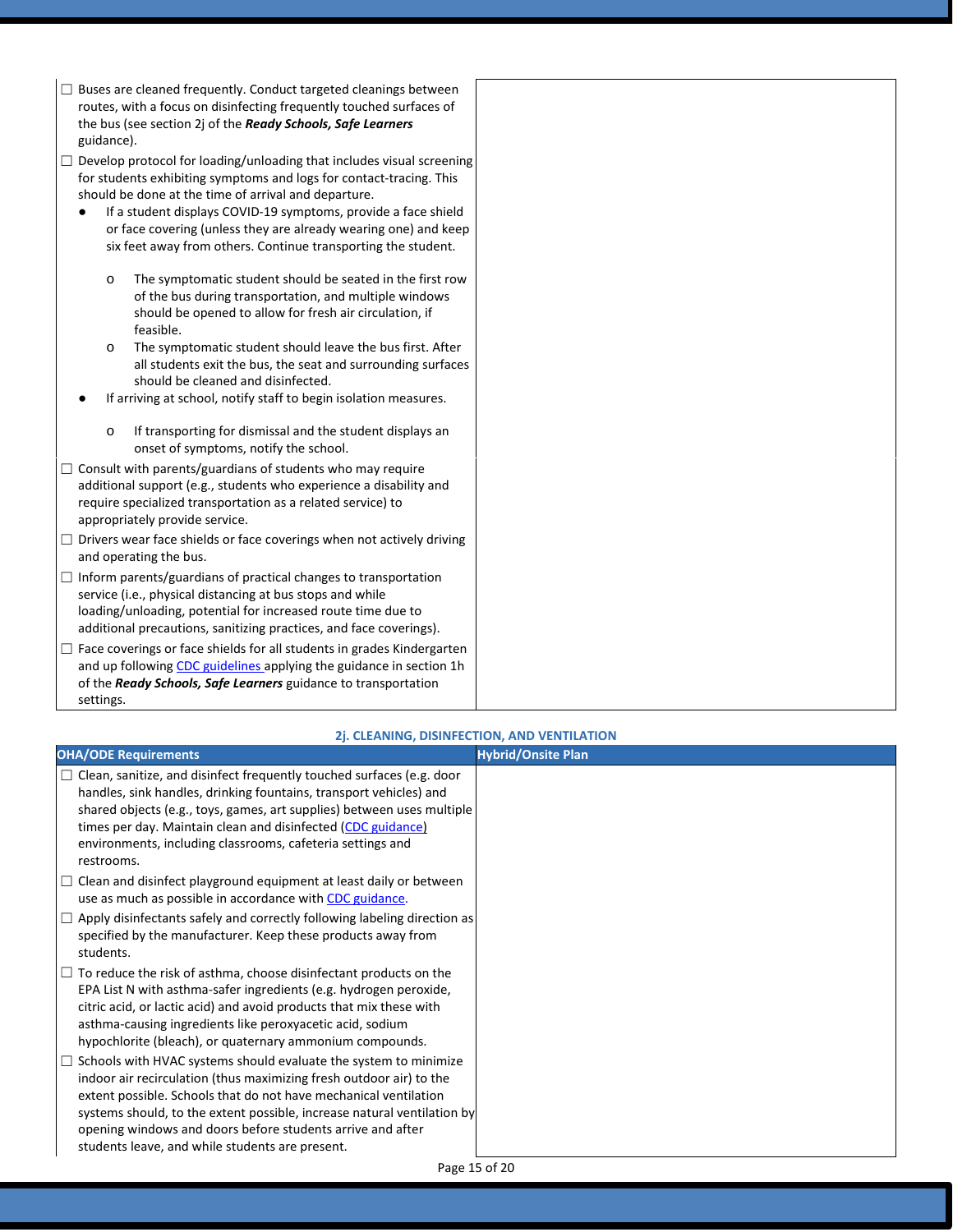| OHA/ODE Requirements | Hybrid/Onsite Plan |
|---|---|
| ☐ Buses are cleaned frequently. Conduct targeted cleanings between routes, with a focus on disinfecting frequently touched surfaces of the bus (see section 2j of the ***Ready Schools, Safe Learners*** guidance).<br>☐ Develop protocol for loading/unloading that includes visual screening for students exhibiting symptoms and logs for contact-tracing. This should be done at the time of arrival and departure.<br>● If a student displays COVID-19 symptoms, provide a face shield or face covering (unless they are already wearing one) and keep six feet away from others. Continue transporting the student.<br>o The symptomatic student should be seated in the first row of the bus during transportation, and multiple windows should be opened to allow for fresh air circulation, if feasible.<br>o The symptomatic student should leave the bus first. After all students exit the bus, the seat and surrounding surfaces should be cleaned and disinfected.<br>● If arriving at school, notify staff to begin isolation measures.<br>o If transporting for dismissal and the student displays an onset of symptoms, notify the school. | |
| ☐ Consult with parents/guardians of students who may require additional support (e.g., students who experience a disability and require specialized transportation as a related service) to appropriately provide service.<br>☐ Drivers wear face shields or face coverings when not actively driving and operating the bus.<br>☐ Inform parents/guardians of practical changes to transportation service (i.e., physical distancing at bus stops and while loading/unloading, potential for increased route time due to additional precautions, sanitizing practices, and face coverings).<br>☐ Face coverings or face shields for all students in grades Kindergarten and up following CDC guidelines applying the guidance in section 1h of the ***Ready Schools, Safe Learners*** guidance to transportation settings. | |

### 2j. CLEANING, DISINFECTION, AND VENTILATION

| OHA/ODE Requirements | Hybrid/Onsite Plan |
|---|---|
| ☐ Clean, sanitize, and disinfect frequently touched surfaces (e.g. door handles, sink handles, drinking fountains, transport vehicles) and shared objects (e.g., toys, games, art supplies) between uses multiple times per day. Maintain clean and disinfected (CDC guidance) environments, including classrooms, cafeteria settings and restrooms.<br>☐ Clean and disinfect playground equipment at least daily or between use as much as possible in accordance with CDC guidance.<br>☐ Apply disinfectants safely and correctly following labeling direction as specified by the manufacturer. Keep these products away from students.<br>☐ To reduce the risk of asthma, choose disinfectant products on the EPA List N with asthma-safer ingredients (e.g. hydrogen peroxide, citric acid, or lactic acid) and avoid products that mix these with asthma-causing ingredients like peroxyacetic acid, sodium hypochlorite (bleach), or quaternary ammonium compounds.<br>☐ Schools with HVAC systems should evaluate the system to minimize indoor air recirculation (thus maximizing fresh outdoor air) to the extent possible. Schools that do not have mechanical ventilation systems should, to the extent possible, increase natural ventilation by opening windows and doors before students arrive and after students leave, and while students are present. | |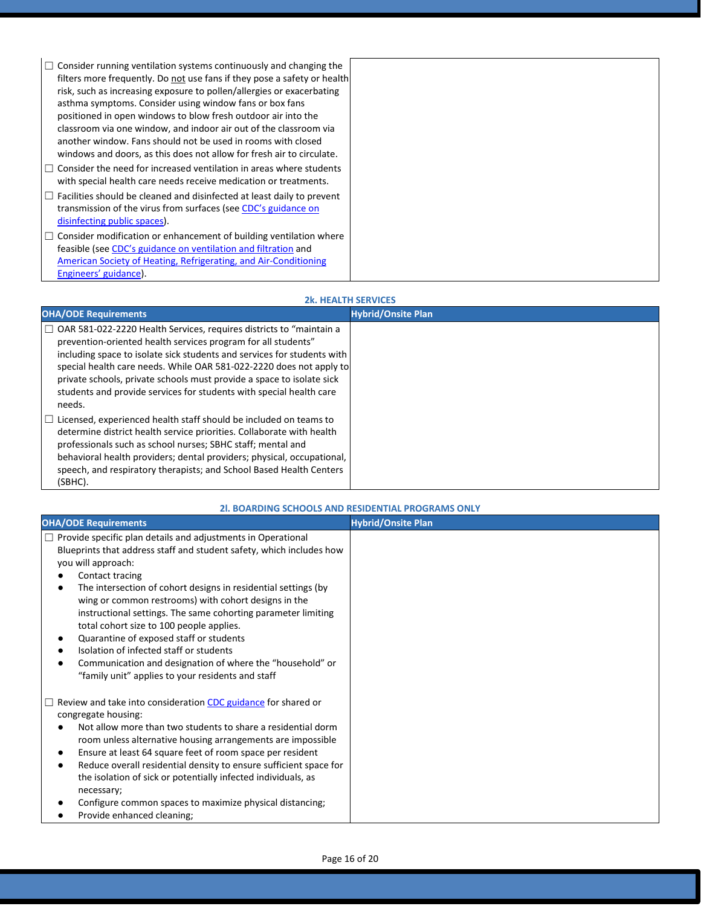| | |
|---|---|
| ☐ Consider running ventilation systems continuously and changing the filters more frequently. Do not use fans if they pose a safety or health risk, such as increasing exposure to pollen/allergies or exacerbating asthma symptoms. Consider using window fans or box fans positioned in open windows to blow fresh outdoor air into the classroom via one window, and indoor air out of the classroom via another window. Fans should not be used in rooms with closed windows and doors, as this does not allow for fresh air to circulate.<br>☐ Consider the need for increased ventilation in areas where students with special health care needs receive medication or treatments.<br>☐ Facilities should be cleaned and disinfected at least daily to prevent transmission of the virus from surfaces (see CDC's guidance on disinfecting public spaces).<br>☐ Consider modification or enhancement of building ventilation where feasible (see CDC's guidance on ventilation and filtration and American Society of Heating, Refrigerating, and Air-Conditioning Engineers' guidance). | |

### 2k. HEALTH SERVICES

| OHA/ODE Requirements | Hybrid/Onsite Plan |
|---|---|
| ☐ OAR 581-022-2220 Health Services, requires districts to "maintain a prevention-oriented health services program for all students" including space to isolate sick students and services for students with special health care needs. While OAR 581-022-2220 does not apply to private schools, private schools must provide a space to isolate sick students and provide services for students with special health care needs.<br>☐ Licensed, experienced health staff should be included on teams to determine district health service priorities. Collaborate with health professionals such as school nurses; SBHC staff; mental and behavioral health providers; dental providers; physical, occupational, speech, and respiratory therapists; and School Based Health Centers (SBHC). | |

### 2l. BOARDING SCHOOLS AND RESIDENTIAL PROGRAMS ONLY

| OHA/ODE Requirements | Hybrid/Onsite Plan |
|---|---|
| ☐ Provide specific plan details and adjustments in Operational Blueprints that address staff and student safety, which includes how you will approach:<br>• Contact tracing<br>• The intersection of cohort designs in residential settings (by wing or common restrooms) with cohort designs in the instructional settings. The same cohorting parameter limiting total cohort size to 100 people applies.<br>• Quarantine of exposed staff or students<br>• Isolation of infected staff or students<br>• Communication and designation of where the "household" or "family unit" applies to your residents and staff<br><br>☐ Review and take into consideration CDC guidance for shared or congregate housing:<br>• Not allow more than two students to share a residential dorm room unless alternative housing arrangements are impossible<br>• Ensure at least 64 square feet of room space per resident<br>• Reduce overall residential density to ensure sufficient space for the isolation of sick or potentially infected individuals, as necessary;<br>• Configure common spaces to maximize physical distancing;<br>• Provide enhanced cleaning; | |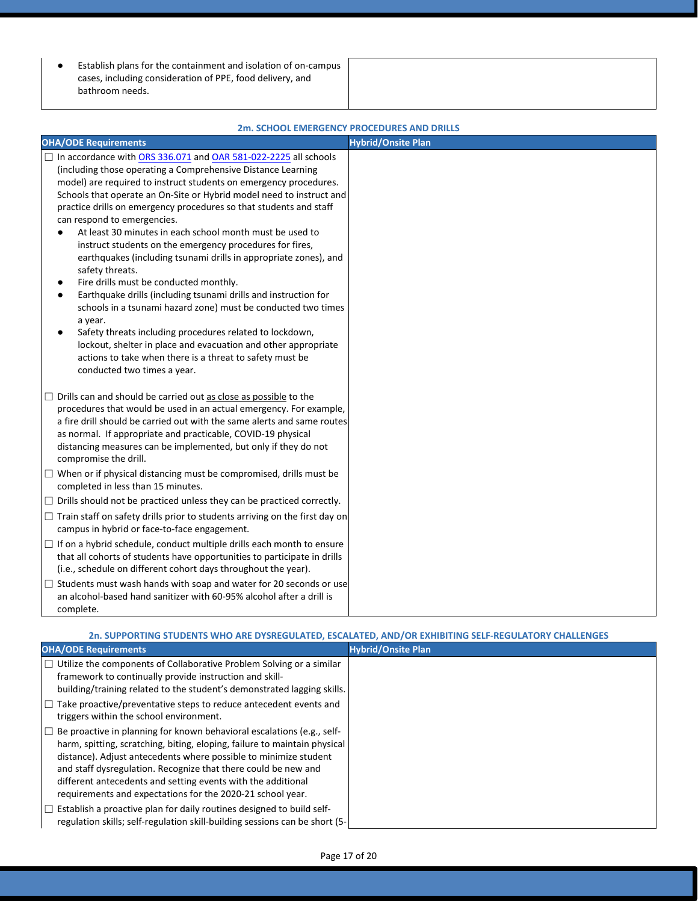| | |
|---|---|
| ● Establish plans for the containment and isolation of on-campus cases, including consideration of PPE, food delivery, and bathroom needs. | |

**2m. SCHOOL EMERGENCY PROCEDURES AND DRILLS**

| OHA/ODE Requirements | Hybrid/Onsite Plan |
|---|---|
| ☐ In accordance with ORS 336.071 and OAR 581-022-2225 all schools (including those operating a Comprehensive Distance Learning model) are required to instruct students on emergency procedures. Schools that operate an On-Site or Hybrid model need to instruct and practice drills on emergency procedures so that students and staff can respond to emergencies.<br>● At least 30 minutes in each school month must be used to instruct students on the emergency procedures for fires, earthquakes (including tsunami drills in appropriate zones), and safety threats.<br>● Fire drills must be conducted monthly.<br>● Earthquake drills (including tsunami drills and instruction for schools in a tsunami hazard zone) must be conducted two times a year.<br>● Safety threats including procedures related to lockdown, lockout, shelter in place and evacuation and other appropriate actions to take when there is a threat to safety must be conducted two times a year.<br><br>☐ Drills can and should be carried out as close as possible to the procedures that would be used in an actual emergency. For example, a fire drill should be carried out with the same alerts and same routes as normal. If appropriate and practicable, COVID-19 physical distancing measures can be implemented, but only if they do not compromise the drill.<br>☐ When or if physical distancing must be compromised, drills must be completed in less than 15 minutes.<br>☐ Drills should not be practiced unless they can be practiced correctly.<br>☐ Train staff on safety drills prior to students arriving on the first day on campus in hybrid or face-to-face engagement.<br>☐ If on a hybrid schedule, conduct multiple drills each month to ensure that all cohorts of students have opportunities to participate in drills (i.e., schedule on different cohort days throughout the year).<br>☐ Students must wash hands with soap and water for 20 seconds or use an alcohol-based hand sanitizer with 60-95% alcohol after a drill is complete. | |

**2n. SUPPORTING STUDENTS WHO ARE DYSREGULATED, ESCALATED, AND/OR EXHIBITING SELF-REGULATORY CHALLENGES**

| OHA/ODE Requirements | Hybrid/Onsite Plan |
|---|---|
| ☐ Utilize the components of Collaborative Problem Solving or a similar framework to continually provide instruction and skill-building/training related to the student's demonstrated lagging skills.<br>☐ Take proactive/preventative steps to reduce antecedent events and triggers within the school environment.<br>☐ Be proactive in planning for known behavioral escalations (e.g., self-harm, spitting, scratching, biting, eloping, failure to maintain physical distance). Adjust antecedents where possible to minimize student and staff dysregulation. Recognize that there could be new and different antecedents and setting events with the additional requirements and expectations for the 2020-21 school year.<br>☐ Establish a proactive plan for daily routines designed to build self-regulation skills; self-regulation skill-building sessions can be short (5- | |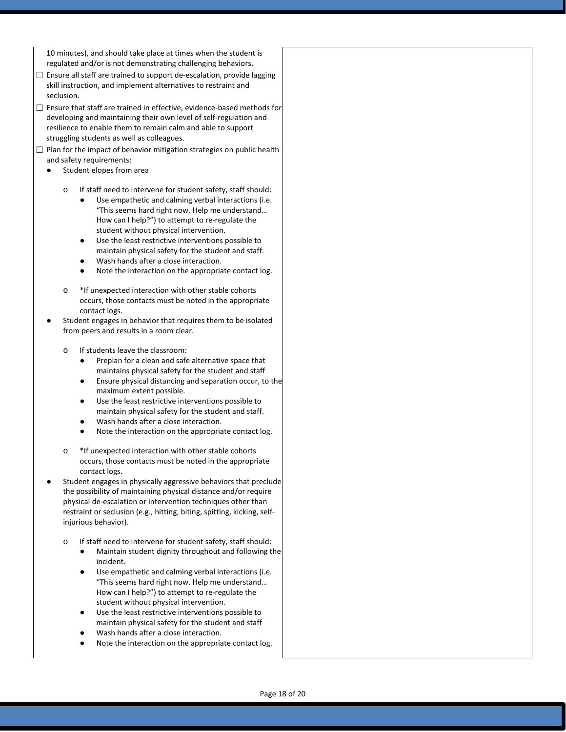10 minutes), and should take place at times when the student is regulated and/or is not demonstrating challenging behaviors.

- ☐ Ensure all staff are trained to support de-escalation, provide lagging skill instruction, and implement alternatives to restraint and seclusion.
- ☐ Ensure that staff are trained in effective, evidence-based methods for developing and maintaining their own level of self-regulation and resilience to enable them to remain calm and able to support struggling students as well as colleagues.
- ☐ Plan for the impact of behavior mitigation strategies on public health and safety requirements:
  - Student elopes from area
    - If staff need to intervene for student safety, staff should:
      - Use empathetic and calming verbal interactions (i.e. "This seems hard right now. Help me understand… How can I help?") to attempt to re-regulate the student without physical intervention.
      - Use the least restrictive interventions possible to maintain physical safety for the student and staff.
      - Wash hands after a close interaction.
      - Note the interaction on the appropriate contact log.
    - *If unexpected interaction with other stable cohorts occurs, those contacts must be noted in the appropriate contact logs.
  - Student engages in behavior that requires them to be isolated from peers and results in a room clear.
    - If students leave the classroom:
      - Preplan for a clean and safe alternative space that maintains physical safety for the student and staff
      - Ensure physical distancing and separation occur, to the maximum extent possible.
      - Use the least restrictive interventions possible to maintain physical safety for the student and staff.
      - Wash hands after a close interaction.
      - Note the interaction on the appropriate contact log.
    - *If unexpected interaction with other stable cohorts occurs, those contacts must be noted in the appropriate contact logs.
  - Student engages in physically aggressive behaviors that preclude the possibility of maintaining physical distance and/or require physical de-escalation or intervention techniques other than restraint or seclusion (e.g., hitting, biting, spitting, kicking, self-injurious behavior).
    - If staff need to intervene for student safety, staff should:
      - Maintain student dignity throughout and following the incident.
      - Use empathetic and calming verbal interactions (i.e. "This seems hard right now. Help me understand… How can I help?") to attempt to re-regulate the student without physical intervention.
      - Use the least restrictive interventions possible to maintain physical safety for the student and staff
      - Wash hands after a close interaction.
      - Note the interaction on the appropriate contact log.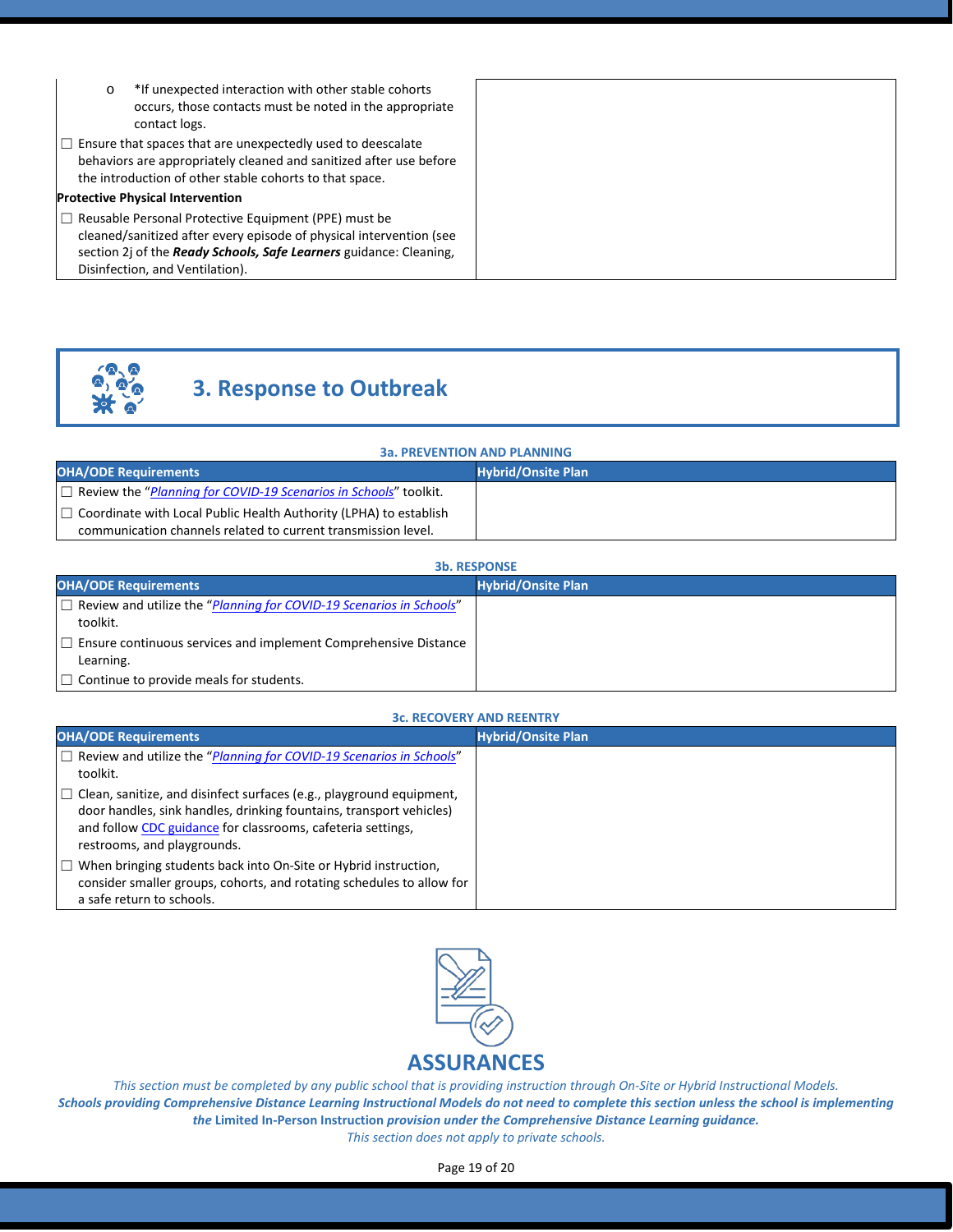| | |
|---|---|
| o *If unexpected interaction with other stable cohorts occurs, those contacts must be noted in the appropriate contact logs.<br>☐ Ensure that spaces that are unexpectedly used to deescalate behaviors are appropriately cleaned and sanitized after use before the introduction of other stable cohorts to that space.<br>**Protective Physical Intervention**<br>☐ Reusable Personal Protective Equipment (PPE) must be cleaned/sanitized after every episode of physical intervention (see section 2j of the ***Ready Schools, Safe Learners*** guidance: Cleaning, Disinfection, and Ventilation). | |

# 3. Response to Outbreak

**3a. PREVENTION AND PLANNING**

| OHA/ODE Requirements | Hybrid/Onsite Plan |
|---|---|
| ☐ Review the "*Planning for COVID-19 Scenarios in Schools*" toolkit.<br>☐ Coordinate with Local Public Health Authority (LPHA) to establish communication channels related to current transmission level. | |

**3b. RESPONSE**

| OHA/ODE Requirements | Hybrid/Onsite Plan |
|---|---|
| ☐ Review and utilize the "*Planning for COVID-19 Scenarios in Schools*" toolkit.<br>☐ Ensure continuous services and implement Comprehensive Distance Learning.<br>☐ Continue to provide meals for students. | |

**3c. RECOVERY AND REENTRY**

| OHA/ODE Requirements | Hybrid/Onsite Plan |
|---|---|
| ☐ Review and utilize the "*Planning for COVID-19 Scenarios in Schools*" toolkit.<br>☐ Clean, sanitize, and disinfect surfaces (e.g., playground equipment, door handles, sink handles, drinking fountains, transport vehicles) and follow CDC guidance for classrooms, cafeteria settings, restrooms, and playgrounds.<br>☐ When bringing students back into On-Site or Hybrid instruction, consider smaller groups, cohorts, and rotating schedules to allow for a safe return to schools. | |

# ASSURANCES

*This section must be completed by any public school that is providing instruction through On-Site or Hybrid Instructional Models.*
***Schools providing Comprehensive Distance Learning Instructional Models do not need to complete this section unless the school is implementing the* Limited In-Person Instruction *provision under the Comprehensive Distance Learning guidance.***
*This section does not apply to private schools.*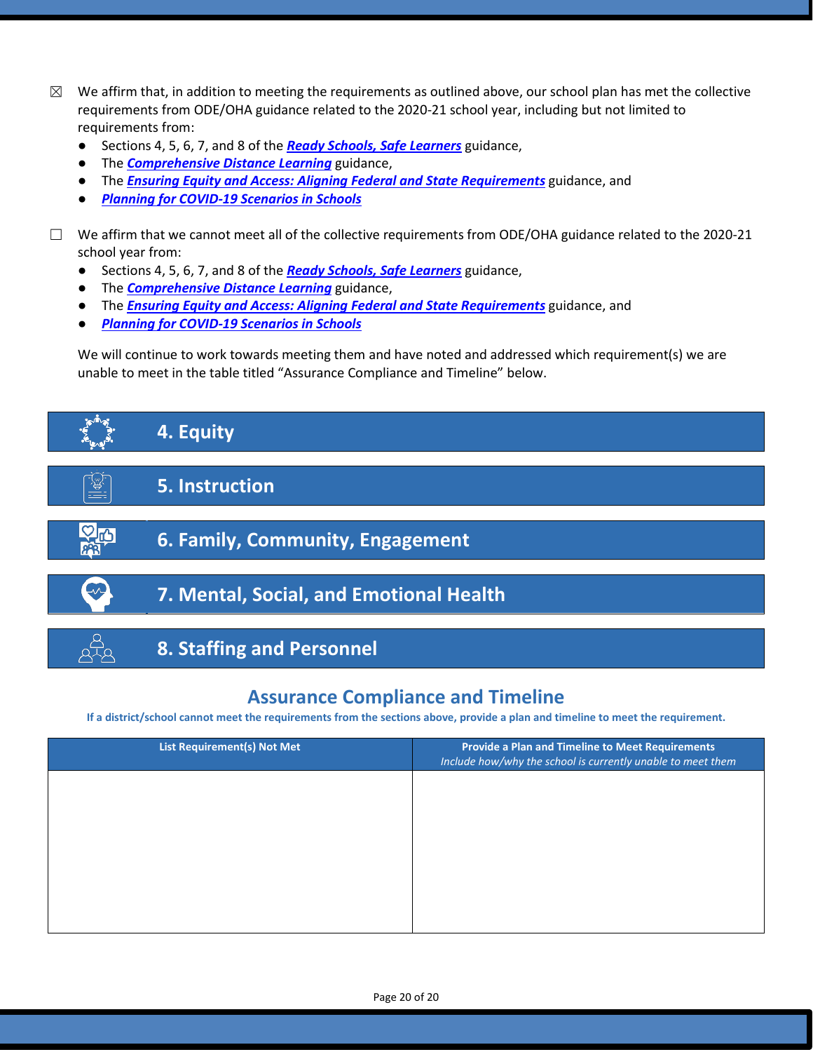☒ We affirm that, in addition to meeting the requirements as outlined above, our school plan has met the collective requirements from ODE/OHA guidance related to the 2020-21 school year, including but not limited to requirements from:

- Sections 4, 5, 6, 7, and 8 of the ***Ready Schools, Safe Learners*** guidance,
- The ***Comprehensive Distance Learning*** guidance,
- The ***Ensuring Equity and Access: Aligning Federal and State Requirements*** guidance, and
- ***Planning for COVID-19 Scenarios in Schools***

☐ We affirm that we cannot meet all of the collective requirements from ODE/OHA guidance related to the 2020-21 school year from:

- Sections 4, 5, 6, 7, and 8 of the ***Ready Schools, Safe Learners*** guidance,
- The ***Comprehensive Distance Learning*** guidance,
- The ***Ensuring Equity and Access: Aligning Federal and State Requirements*** guidance, and
- ***Planning for COVID-19 Scenarios in Schools***

We will continue to work towards meeting them and have noted and addressed which requirement(s) we are unable to meet in the table titled "Assurance Compliance and Timeline" below.

## 4. Equity

## 5. Instruction

## 6. Family, Community, Engagement

## 7. Mental, Social, and Emotional Health

## 8. Staffing and Personnel

## Assurance Compliance and Timeline

**If a district/school cannot meet the requirements from the sections above, provide a plan and timeline to meet the requirement.**

| List Requirement(s) Not Met | Provide a Plan and Timeline to Meet Requirements *Include how/why the school is currently unable to meet them* |
|---|---|
| | |